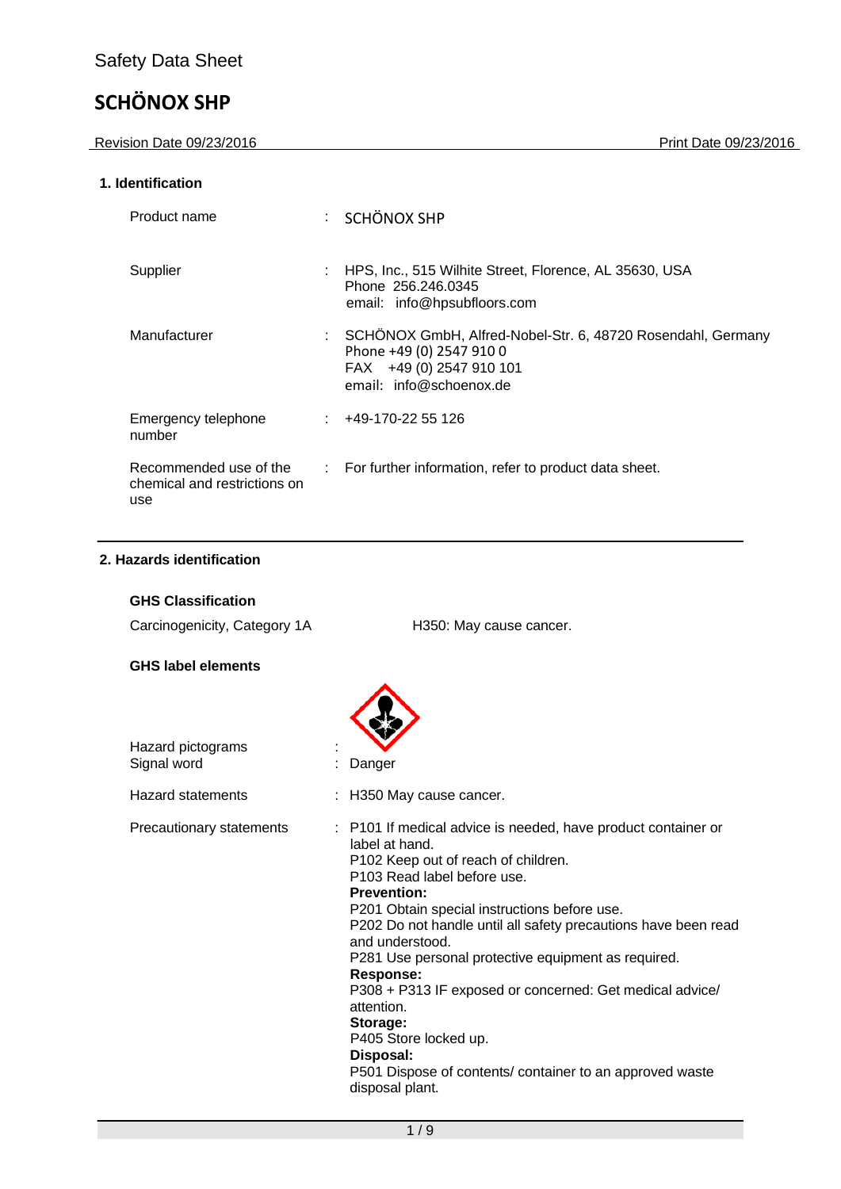Safety Data Sheet

# SCHÖNOX SHP

Revision Date 09/23/2016 Print Date 09/23/2016

## 1. Identification

| | | |
|---|---|---|
| Product name | : | SCHÖNOX SHP |
| Supplier | : | HPS, Inc., 515 Wilhite Street, Florence, AL 35630, USA<br>Phone 256.246.0345<br>email: info@hpsubfloors.com |
| Manufacturer | : | SCHÖNOX GmbH, Alfred-Nobel-Str. 6, 48720 Rosendahl, Germany<br>Phone +49 (0) 2547 910 0<br>FAX +49 (0) 2547 910 101<br>email: info@schoenox.de |
| Emergency telephone number | : | +49-170-22 55 126 |
| Recommended use of the chemical and restrictions on use | : | For further information, refer to product data sheet. |

## 2. Hazards identification

**GHS Classification**

Carcinogenicity, Category 1A H350: May cause cancer.

**GHS label elements**

| | | |
|---|---|---|
| Hazard pictograms | : | |
| Signal word | : | Danger |
| Hazard statements | : | H350 May cause cancer. |
| Precautionary statements | : | P101 If medical advice is needed, have product container or label at hand.<br>P102 Keep out of reach of children.<br>P103 Read label before use.<br>**Prevention:**<br>P201 Obtain special instructions before use.<br>P202 Do not handle until all safety precautions have been read and understood.<br>P281 Use personal protective equipment as required.<br>**Response:**<br>P308 + P313 IF exposed or concerned: Get medical advice/ attention.<br>**Storage:**<br>P405 Store locked up.<br>**Disposal:**<br>P501 Dispose of contents/ container to an approved waste disposal plant. |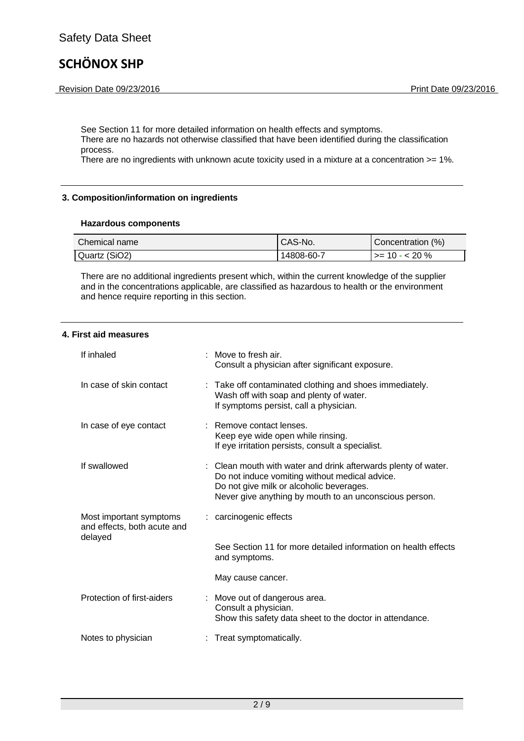See Section 11 for more detailed information on health effects and symptoms.
There are no hazards not otherwise classified that have been identified during the classification process.
There are no ingredients with unknown acute toxicity used in a mixture at a concentration >= 1%.

## 3. Composition/information on ingredients

**Hazardous components**

| Chemical name | CAS-No. | Concentration (%) |
|---|---|---|
| Quartz ($SiO_2$) | 14808-60-7 | >= 10 - < 20 % |

There are no additional ingredients present which, within the current knowledge of the supplier and in the concentrations applicable, are classified as hazardous to health or the environment and hence require reporting in this section.

## 4. First aid measures

| | |
|---|---|
| If inhaled | : Move to fresh air.<br>Consult a physician after significant exposure. |
| In case of skin contact | : Take off contaminated clothing and shoes immediately.<br>Wash off with soap and plenty of water.<br>If symptoms persist, call a physician. |
| In case of eye contact | : Remove contact lenses.<br>Keep eye wide open while rinsing.<br>If eye irritation persists, consult a specialist. |
| If swallowed | : Clean mouth with water and drink afterwards plenty of water.<br>Do not induce vomiting without medical advice.<br>Do not give milk or alcoholic beverages.<br>Never give anything by mouth to an unconscious person. |
| Most important symptoms and effects, both acute and delayed | : carcinogenic effects<br><br>See Section 11 for more detailed information on health effects and symptoms.<br><br>May cause cancer. |
| Protection of first-aiders | : Move out of dangerous area.<br>Consult a physician.<br>Show this safety data sheet to the doctor in attendance. |
| Notes to physician | : Treat symptomatically. |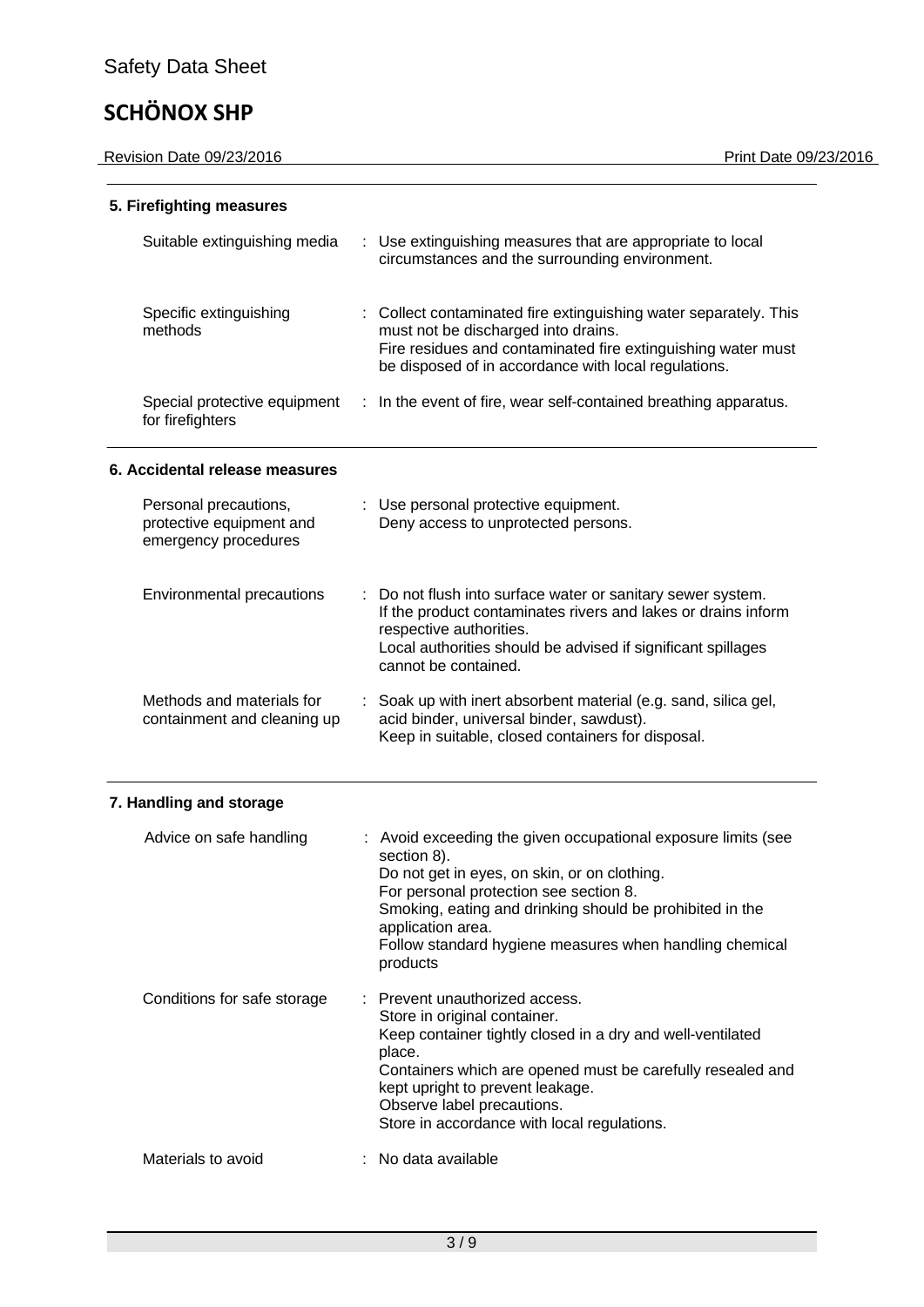## 5. Firefighting measures

| | |
|---|---|
| Suitable extinguishing media | : Use extinguishing measures that are appropriate to local circumstances and the surrounding environment. |
| Specific extinguishing methods | : Collect contaminated fire extinguishing water separately. This must not be discharged into drains.<br>Fire residues and contaminated fire extinguishing water must be disposed of in accordance with local regulations. |
| Special protective equipment for firefighters | : In the event of fire, wear self-contained breathing apparatus. |

## 6. Accidental release measures

| | |
|---|---|
| Personal precautions, protective equipment and emergency procedures | : Use personal protective equipment.<br>Deny access to unprotected persons. |
| Environmental precautions | : Do not flush into surface water or sanitary sewer system.<br>If the product contaminates rivers and lakes or drains inform respective authorities.<br>Local authorities should be advised if significant spillages cannot be contained. |
| Methods and materials for containment and cleaning up | : Soak up with inert absorbent material (e.g. sand, silica gel, acid binder, universal binder, sawdust).<br>Keep in suitable, closed containers for disposal. |

## 7. Handling and storage

| | |
|---|---|
| Advice on safe handling | : Avoid exceeding the given occupational exposure limits (see section 8).<br>Do not get in eyes, on skin, or on clothing.<br>For personal protection see section 8.<br>Smoking, eating and drinking should be prohibited in the application area.<br>Follow standard hygiene measures when handling chemical products |
| Conditions for safe storage | : Prevent unauthorized access.<br>Store in original container.<br>Keep container tightly closed in a dry and well-ventilated place.<br>Containers which are opened must be carefully resealed and kept upright to prevent leakage.<br>Observe label precautions.<br>Store in accordance with local regulations. |
| Materials to avoid | : No data available |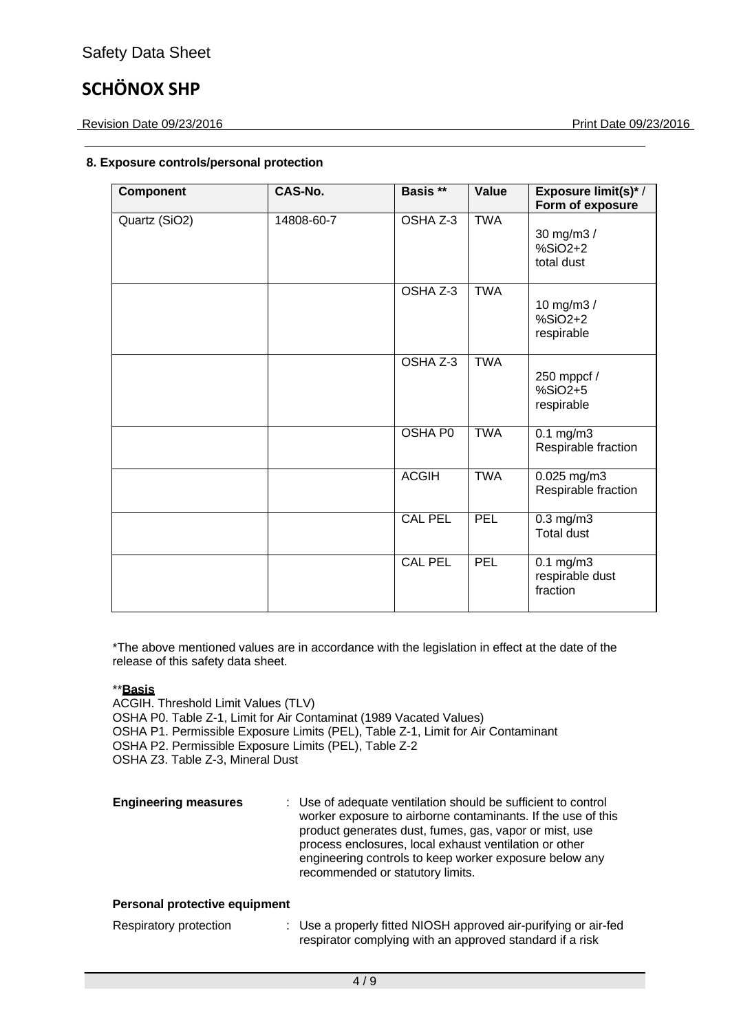## 8. Exposure controls/personal protection

| Component | CAS-No. | Basis ** | Value | Exposure limit(s)* / Form of exposure |
|---|---|---|---|---|
| Quartz ($SiO_2$) | 14808-60-7 | OSHA Z-3 | TWA | 30 mg/m3 / %SiO2+2 total dust |
| | | OSHA Z-3 | TWA | 10 mg/m3 / %SiO2+2 respirable |
| | | OSHA Z-3 | TWA | 250 mppcf / %SiO2+5 respirable |
| | | OSHA P0 | TWA | 0.1 mg/m3 Respirable fraction |
| | | ACGIH | TWA | 0.025 mg/m3 Respirable fraction |
| | | CAL PEL | PEL | 0.3 mg/m3 Total dust |
| | | CAL PEL | PEL | 0.1 mg/m3 respirable dust fraction |

*The above mentioned values are in accordance with the legislation in effect at the date of the release of this safety data sheet.

**Basis**
ACGIH. Threshold Limit Values (TLV)
OSHA P0. Table Z-1, Limit for Air Contaminat (1989 Vacated Values)
OSHA P1. Permissible Exposure Limits (PEL), Table Z-1, Limit for Air Contaminant
OSHA P2. Permissible Exposure Limits (PEL), Table Z-2
OSHA Z3. Table Z-3, Mineral Dust

**Engineering measures** : Use of adequate ventilation should be sufficient to control worker exposure to airborne contaminants. If the use of this product generates dust, fumes, gas, vapor or mist, use process enclosures, local exhaust ventilation or other engineering controls to keep worker exposure below any recommended or statutory limits.

**Personal protective equipment**

Respiratory protection : Use a properly fitted NIOSH approved air-purifying or air-fed respirator complying with an approved standard if a risk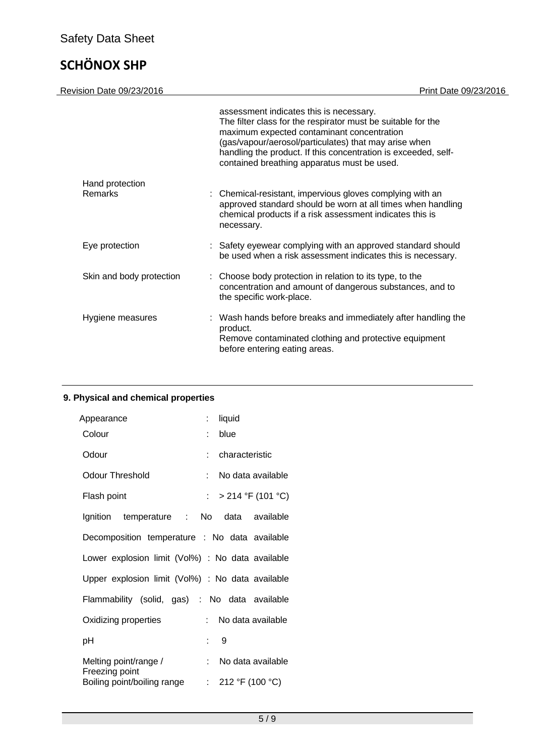| | | |
|---|---|---|
| | | assessment indicates this is necessary. The filter class for the respirator must be suitable for the maximum expected contaminant concentration (gas/vapour/aerosol/particulates) that may arise when handling the product. If this concentration is exceeded, self-contained breathing apparatus must be used. |
| Hand protection | | |
| Remarks | : | Chemical-resistant, impervious gloves complying with an approved standard should be worn at all times when handling chemical products if a risk assessment indicates this is necessary. |
| Eye protection | : | Safety eyewear complying with an approved standard should be used when a risk assessment indicates this is necessary. |
| Skin and body protection | : | Choose body protection in relation to its type, to the concentration and amount of dangerous substances, and to the specific work-place. |
| Hygiene measures | : | Wash hands before breaks and immediately after handling the product. Remove contaminated clothing and protective equipment before entering eating areas. |

## 9. Physical and chemical properties

| | | |
|---|---|---|
| Appearance | : | liquid |
| Colour | : | blue |
| Odour | : | characteristic |
| Odour Threshold | : | No data available |
| Flash point | : | > 214 °F (101 °C) |
| Ignition temperature | : | No data available |
| Decomposition temperature | : | No data available |
| Lower explosion limit (Vol%) | : | No data available |
| Upper explosion limit (Vol%) | : | No data available |
| Flammability (solid, gas) | : | No data available |
| Oxidizing properties | : | No data available |
| pH | : | 9 |
| Melting point/range / Freezing point | : | No data available |
| Boiling point/boiling range | : | 212 °F (100 °C) |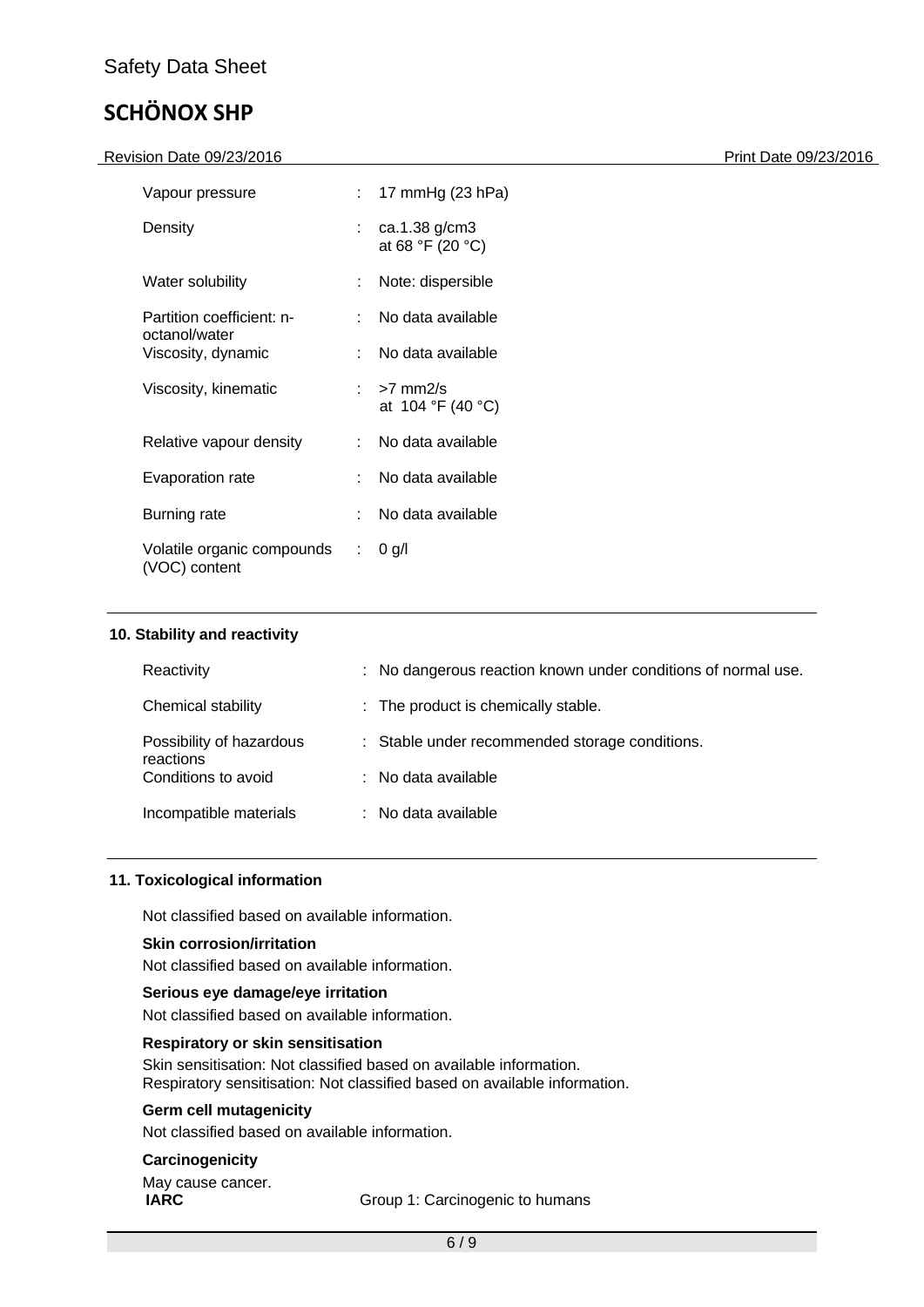| | | |
|---|---|---|
| Vapour pressure | : | 17 mmHg (23 hPa) |
| Density | : | ca.1.38 g/cm3 at 68 °F (20 °C) |
| Water solubility | : | Note: dispersible |
| Partition coefficient: n-octanol/water | : | No data available |
| Viscosity, dynamic | : | No data available |
| Viscosity, kinematic | : | >7 mm2/s at 104 °F (40 °C) |
| Relative vapour density | : | No data available |
| Evaporation rate | : | No data available |
| Burning rate | : | No data available |
| Volatile organic compounds (VOC) content | : | 0 g/l |

## 10. Stability and reactivity

| | | |
|---|---|---|
| Reactivity | : | No dangerous reaction known under conditions of normal use. |
| Chemical stability | : | The product is chemically stable. |
| Possibility of hazardous reactions | : | Stable under recommended storage conditions. |
| Conditions to avoid | : | No data available |
| Incompatible materials | : | No data available |

## 11. Toxicological information

Not classified based on available information.

**Skin corrosion/irritation**

Not classified based on available information.

**Serious eye damage/eye irritation**

Not classified based on available information.

**Respiratory or skin sensitisation**

Skin sensitisation: Not classified based on available information.
Respiratory sensitisation: Not classified based on available information.

**Germ cell mutagenicity**

Not classified based on available information.

**Carcinogenicity**

May cause cancer.

**IARC** Group 1: Carcinogenic to humans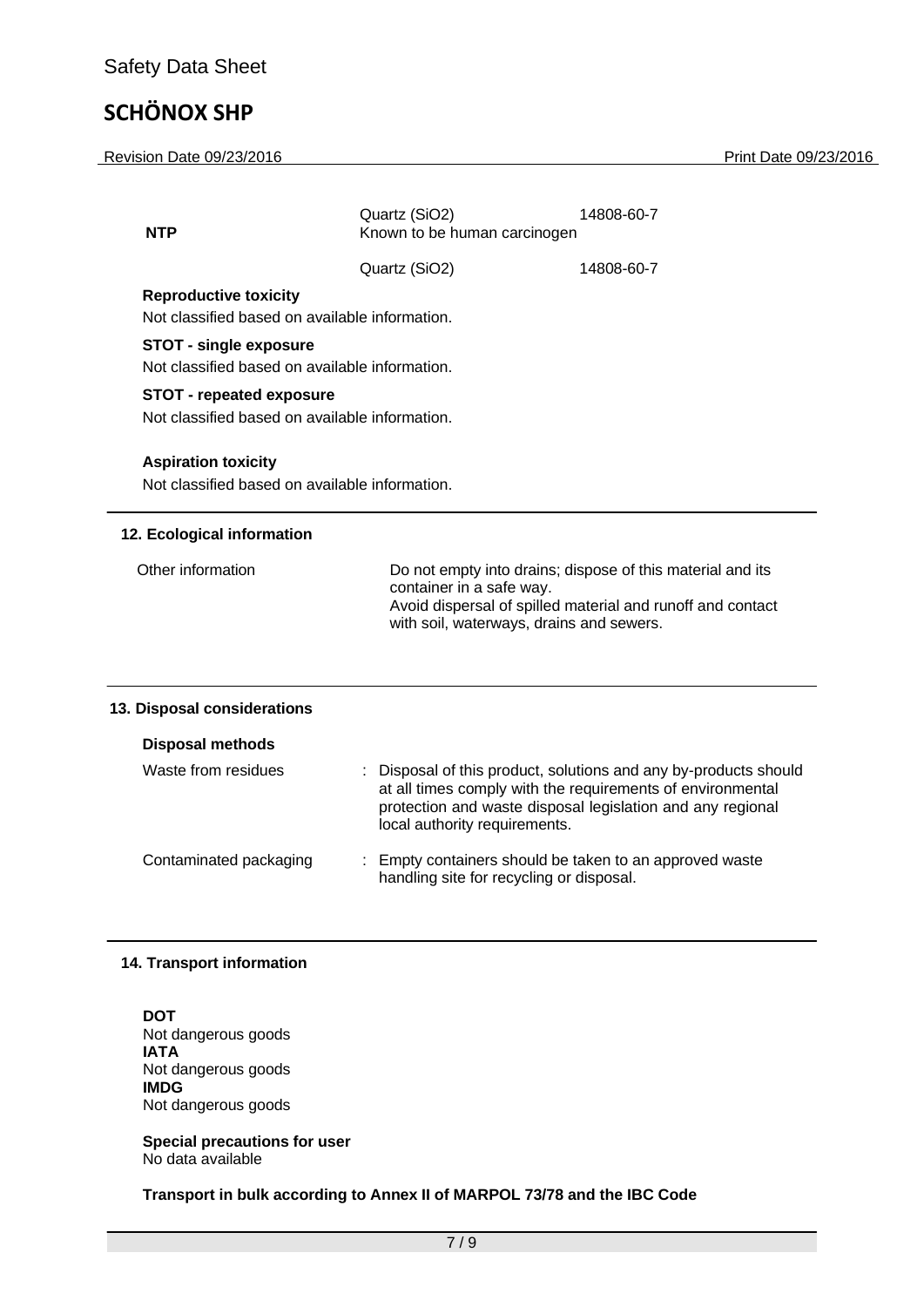| | | |
|---|---|---|
| **NTP** | Quartz ($SiO_2$) Known to be human carcinogen | 14808-60-7 |
| | Quartz ($SiO_2$) | 14808-60-7 |

**Reproductive toxicity**

Not classified based on available information.

**STOT - single exposure**

Not classified based on available information.

**STOT - repeated exposure**

Not classified based on available information.

**Aspiration toxicity**

Not classified based on available information.

## 12. Ecological information

| | |
|---|---|
| Other information | Do not empty into drains; dispose of this material and its container in a safe way. Avoid dispersal of spilled material and runoff and contact with soil, waterways, drains and sewers. |

## 13. Disposal considerations

**Disposal methods**

| | |
|---|---|
| Waste from residues | : Disposal of this product, solutions and any by-products should at all times comply with the requirements of environmental protection and waste disposal legislation and any regional local authority requirements. |
| Contaminated packaging | : Empty containers should be taken to an approved waste handling site for recycling or disposal. |

## 14. Transport information

**DOT**
Not dangerous goods
**IATA**
Not dangerous goods
**IMDG**
Not dangerous goods

**Special precautions for user**
No data available

**Transport in bulk according to Annex II of MARPOL 73/78 and the IBC Code**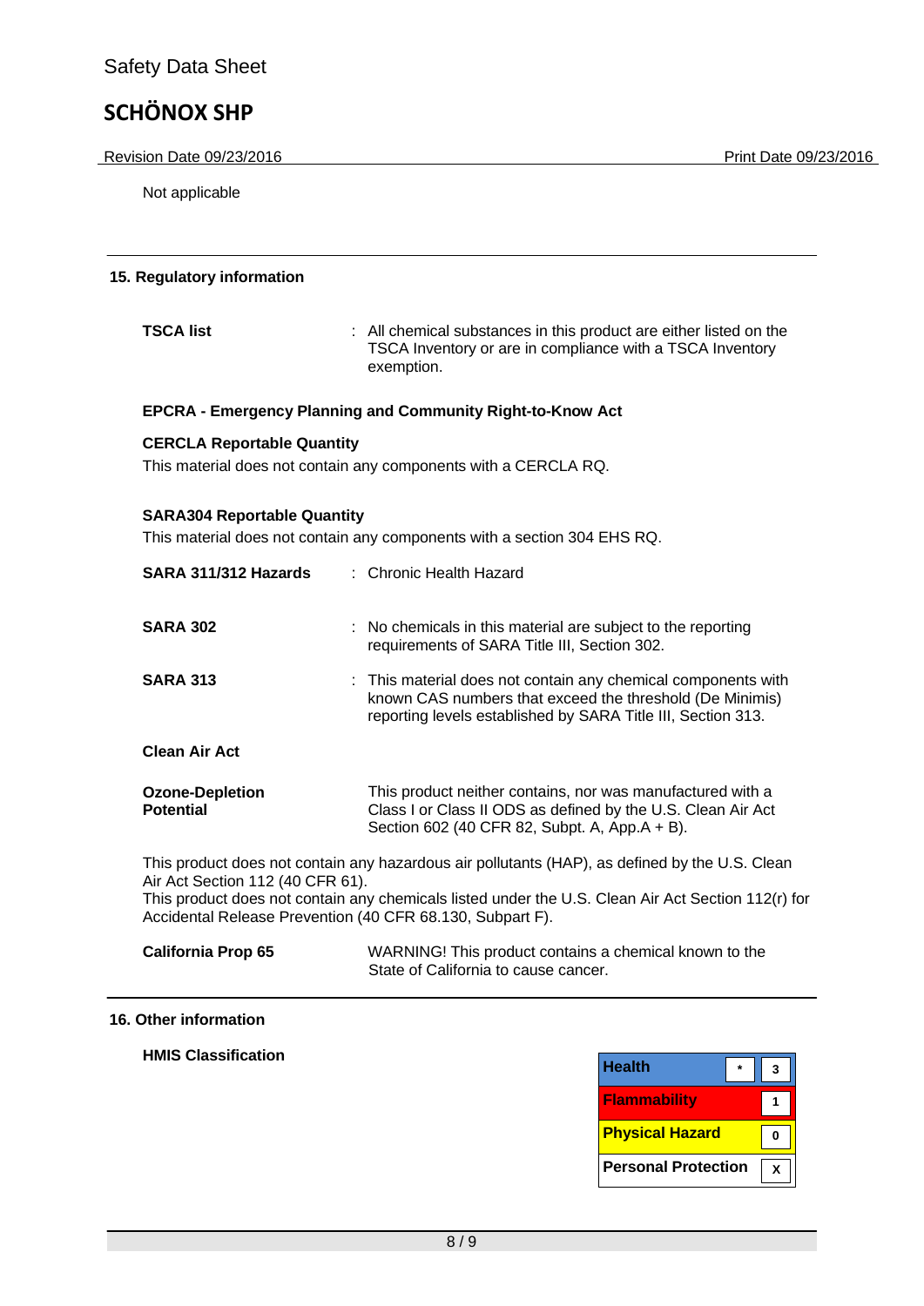Not applicable

## 15. Regulatory information

**TSCA list** : All chemical substances in this product are either listed on the TSCA Inventory or are in compliance with a TSCA Inventory exemption.

**EPCRA - Emergency Planning and Community Right-to-Know Act**

**CERCLA Reportable Quantity**

This material does not contain any components with a CERCLA RQ.

**SARA304 Reportable Quantity**

This material does not contain any components with a section 304 EHS RQ.

**SARA 311/312 Hazards** : Chronic Health Hazard

**SARA 302** : No chemicals in this material are subject to the reporting requirements of SARA Title III, Section 302.

**SARA 313** : This material does not contain any chemical components with known CAS numbers that exceed the threshold (De Minimis) reporting levels established by SARA Title III, Section 313.

**Clean Air Act**

**Ozone-Depletion Potential** This product neither contains, nor was manufactured with a Class I or Class II ODS as defined by the U.S. Clean Air Act Section 602 (40 CFR 82, Subpt. A, App.A + B).

This product does not contain any hazardous air pollutants (HAP), as defined by the U.S. Clean Air Act Section 112 (40 CFR 61).
This product does not contain any chemicals listed under the U.S. Clean Air Act Section 112(r) for Accidental Release Prevention (40 CFR 68.130, Subpart F).

**California Prop 65** WARNING! This product contains a chemical known to the State of California to cause cancer.

## 16. Other information

**HMIS Classification**

| | | |
|---|---|---|
| Health | * | 3 |
| Flammability | | 1 |
| Physical Hazard | | 0 |
| Personal Protection | | X |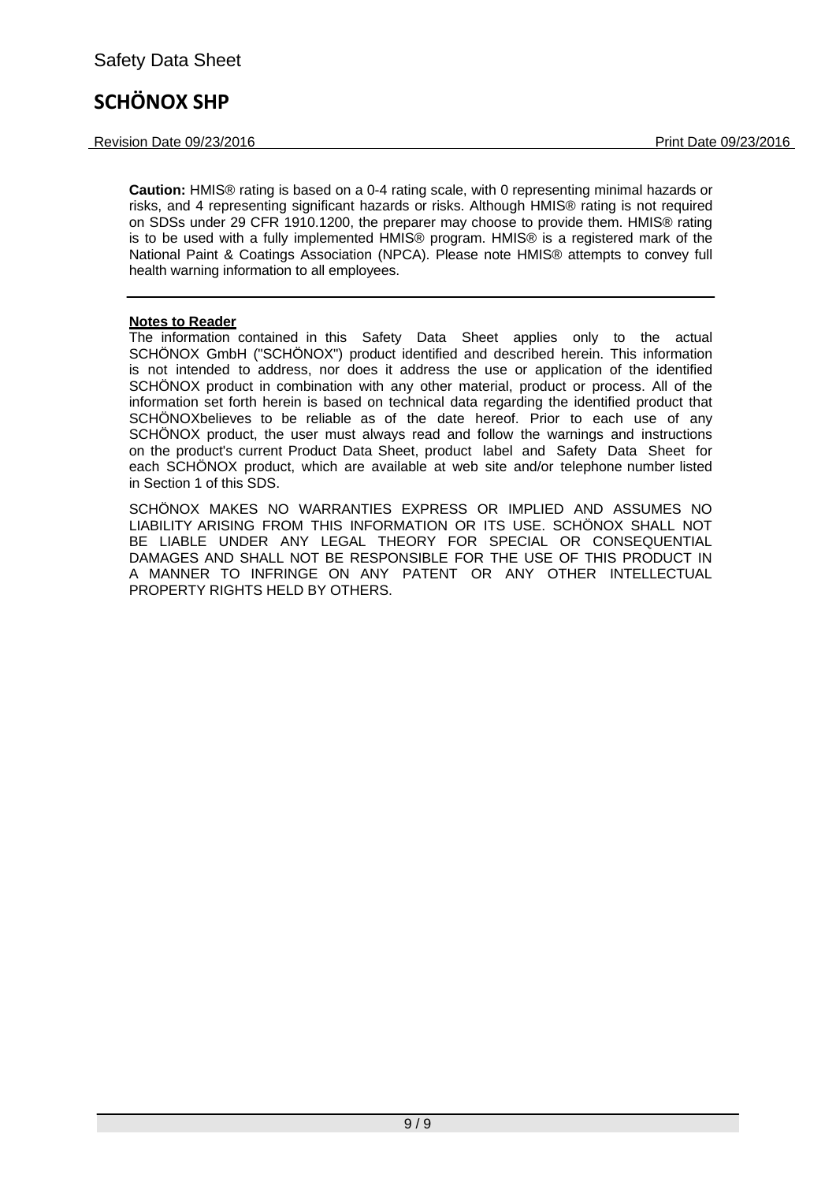**Caution:** HMIS® rating is based on a 0-4 rating scale, with 0 representing minimal hazards or risks, and 4 representing significant hazards or risks. Although HMIS® rating is not required on SDSs under 29 CFR 1910.1200, the preparer may choose to provide them. HMIS® rating is to be used with a fully implemented HMIS® program. HMIS® is a registered mark of the National Paint & Coatings Association (NPCA). Please note HMIS® attempts to convey full health warning information to all employees.

---

**Notes to Reader**

The information contained in this Safety Data Sheet applies only to the actual SCHÖNOX GmbH ("SCHÖNOX") product identified and described herein. This information is not intended to address, nor does it address the use or application of the identified SCHÖNOX product in combination with any other material, product or process. All of the information set forth herein is based on technical data regarding the identified product that SCHÖNOXbelieves to be reliable as of the date hereof. Prior to each use of any SCHÖNOX product, the user must always read and follow the warnings and instructions on the product's current Product Data Sheet, product label and Safety Data Sheet for each SCHÖNOX product, which are available at web site and/or telephone number listed in Section 1 of this SDS.

SCHÖNOX MAKES NO WARRANTIES EXPRESS OR IMPLIED AND ASSUMES NO LIABILITY ARISING FROM THIS INFORMATION OR ITS USE. SCHÖNOX SHALL NOT BE LIABLE UNDER ANY LEGAL THEORY FOR SPECIAL OR CONSEQUENTIAL DAMAGES AND SHALL NOT BE RESPONSIBLE FOR THE USE OF THIS PRODUCT IN A MANNER TO INFRINGE ON ANY PATENT OR ANY OTHER INTELLECTUAL PROPERTY RIGHTS HELD BY OTHERS.